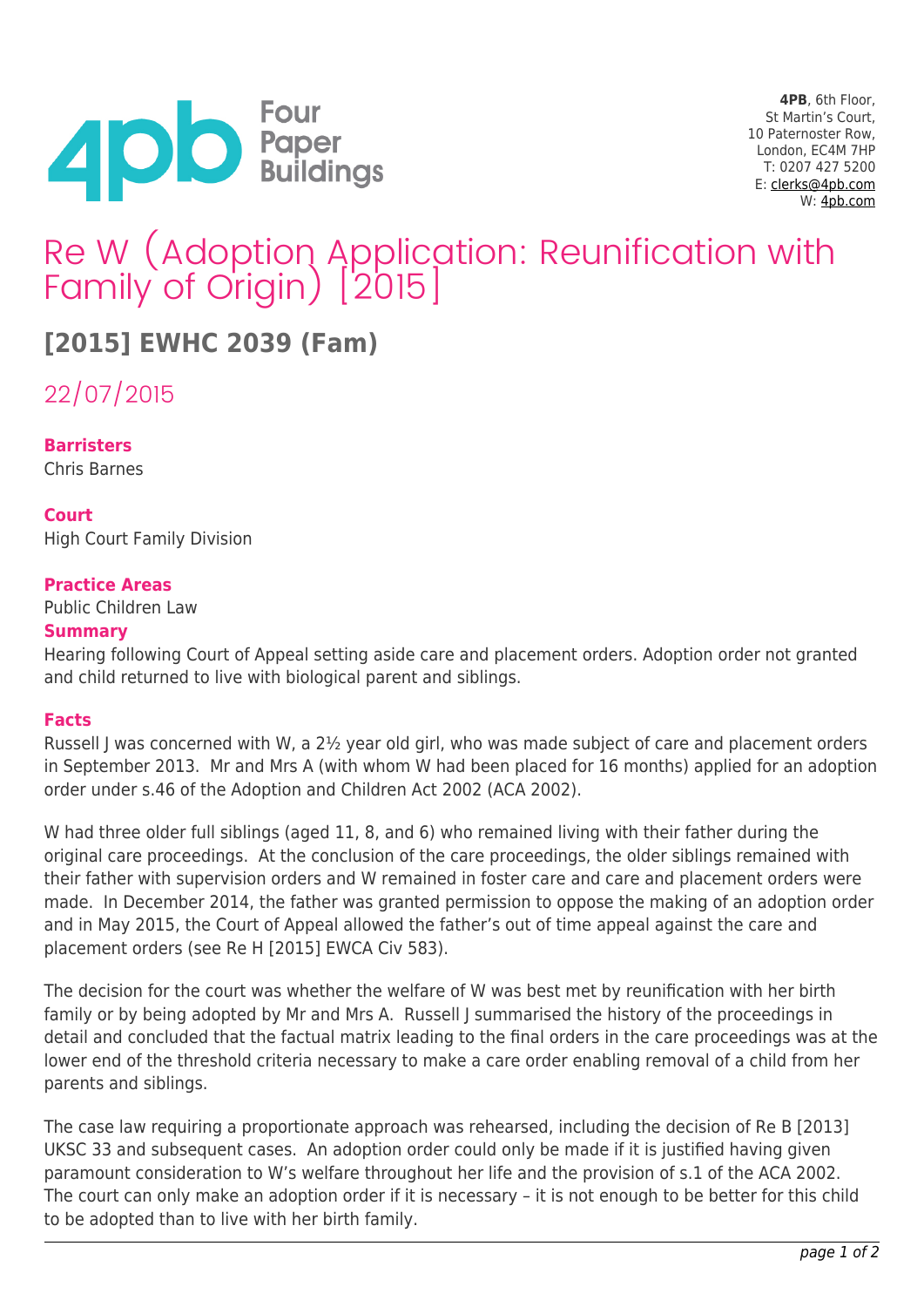Four Paper Buildings

**4PB**, 6th Floor,
St Martin's Court,
10 Paternoster Row,
London, EC4M 7HP
T: 0207 427 5200
E: clerks@4pb.com
W: 4pb.com

# Re W (Adoption Application: Reunification with Family of Origin) [2015]

## [2015] EWHC 2039 (Fam)

22/07/2015

**Barristers**
Chris Barnes

**Court**
High Court Family Division

**Practice Areas**
Public Children Law

**Summary**
Hearing following Court of Appeal setting aside care and placement orders. Adoption order not granted and child returned to live with biological parent and siblings.

**Facts**

Russell J was concerned with W, a 2½ year old girl, who was made subject of care and placement orders in September 2013. Mr and Mrs A (with whom W had been placed for 16 months) applied for an adoption order under s.46 of the Adoption and Children Act 2002 (ACA 2002).

W had three older full siblings (aged 11, 8, and 6) who remained living with their father during the original care proceedings. At the conclusion of the care proceedings, the older siblings remained with their father with supervision orders and W remained in foster care and care and placement orders were made. In December 2014, the father was granted permission to oppose the making of an adoption order and in May 2015, the Court of Appeal allowed the father's out of time appeal against the care and placement orders (see Re H [2015] EWCA Civ 583).

The decision for the court was whether the welfare of W was best met by reunification with her birth family or by being adopted by Mr and Mrs A. Russell J summarised the history of the proceedings in detail and concluded that the factual matrix leading to the final orders in the care proceedings was at the lower end of the threshold criteria necessary to make a care order enabling removal of a child from her parents and siblings.

The case law requiring a proportionate approach was rehearsed, including the decision of Re B [2013] UKSC 33 and subsequent cases. An adoption order could only be made if it is justified having given paramount consideration to W's welfare throughout her life and the provision of s.1 of the ACA 2002. The court can only make an adoption order if it is necessary – it is not enough to be better for this child to be adopted than to live with her birth family.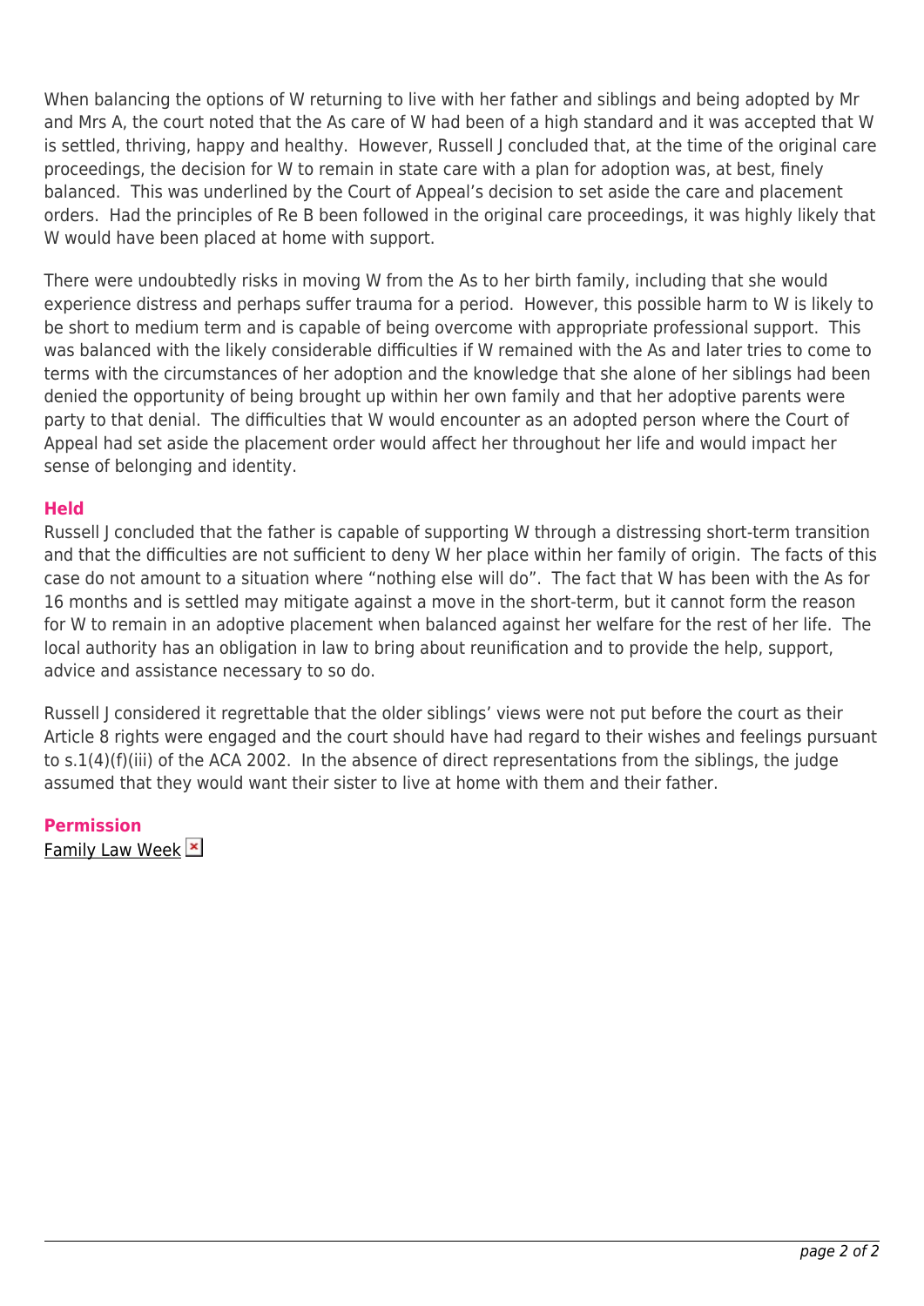When balancing the options of W returning to live with her father and siblings and being adopted by Mr and Mrs A, the court noted that the As care of W had been of a high standard and it was accepted that W is settled, thriving, happy and healthy. However, Russell J concluded that, at the time of the original care proceedings, the decision for W to remain in state care with a plan for adoption was, at best, finely balanced. This was underlined by the Court of Appeal's decision to set aside the care and placement orders. Had the principles of Re B been followed in the original care proceedings, it was highly likely that W would have been placed at home with support.

There were undoubtedly risks in moving W from the As to her birth family, including that she would experience distress and perhaps suffer trauma for a period. However, this possible harm to W is likely to be short to medium term and is capable of being overcome with appropriate professional support. This was balanced with the likely considerable difficulties if W remained with the As and later tries to come to terms with the circumstances of her adoption and the knowledge that she alone of her siblings had been denied the opportunity of being brought up within her own family and that her adoptive parents were party to that denial. The difficulties that W would encounter as an adopted person where the Court of Appeal had set aside the placement order would affect her throughout her life and would impact her sense of belonging and identity.

**Held**

Russell J concluded that the father is capable of supporting W through a distressing short-term transition and that the difficulties are not sufficient to deny W her place within her family of origin. The facts of this case do not amount to a situation where "nothing else will do". The fact that W has been with the As for 16 months and is settled may mitigate against a move in the short-term, but it cannot form the reason for W to remain in an adoptive placement when balanced against her welfare for the rest of her life. The local authority has an obligation in law to bring about reunification and to provide the help, support, advice and assistance necessary to so do.

Russell J considered it regrettable that the older siblings' views were not put before the court as their Article 8 rights were engaged and the court should have had regard to their wishes and feelings pursuant to s.1(4)(f)(iii) of the ACA 2002. In the absence of direct representations from the siblings, the judge assumed that they would want their sister to live at home with them and their father.

**Permission**

Family Law Week